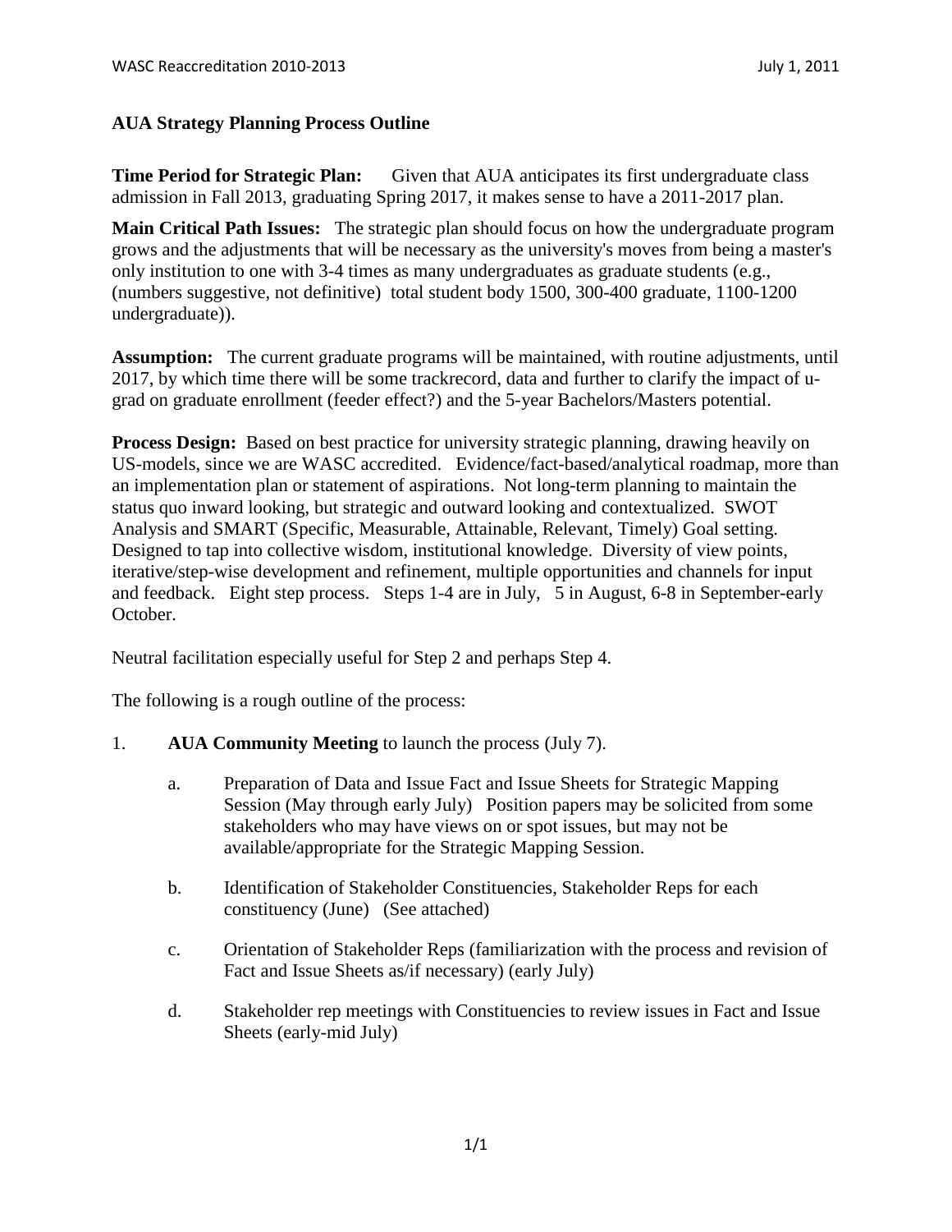### AUA Strategy Planning Process Outline

**Time Period for Strategic Plan:** Given that AUA anticipates its first undergraduate class admission in Fall 2013, graduating Spring 2017, it makes sense to have a 2011-2017 plan.

**Main Critical Path Issues:** The strategic plan should focus on how the undergraduate program grows and the adjustments that will be necessary as the university's moves from being a master's only institution to one with 3-4 times as many undergraduates as graduate students (e.g., (numbers suggestive, not definitive) total student body 1500, 300-400 graduate, 1100-1200 undergraduate)).

**Assumption:** The current graduate programs will be maintained, with routine adjustments, until 2017, by which time there will be some trackrecord, data and further to clarify the impact of u-grad on graduate enrollment (feeder effect?) and the 5-year Bachelors/Masters potential.

**Process Design:** Based on best practice for university strategic planning, drawing heavily on US-models, since we are WASC accredited. Evidence/fact-based/analytical roadmap, more than an implementation plan or statement of aspirations. Not long-term planning to maintain the status quo inward looking, but strategic and outward looking and contextualized. SWOT Analysis and SMART (Specific, Measurable, Attainable, Relevant, Timely) Goal setting. Designed to tap into collective wisdom, institutional knowledge. Diversity of view points, iterative/step-wise development and refinement, multiple opportunities and channels for input and feedback. Eight step process. Steps 1-4 are in July, 5 in August, 6-8 in September-early October.

Neutral facilitation especially useful for Step 2 and perhaps Step 4.

The following is a rough outline of the process:

1. **AUA Community Meeting** to launch the process (July 7).

   a. Preparation of Data and Issue Fact and Issue Sheets for Strategic Mapping Session (May through early July) Position papers may be solicited from some stakeholders who may have views on or spot issues, but may not be available/appropriate for the Strategic Mapping Session.

   b. Identification of Stakeholder Constituencies, Stakeholder Reps for each constituency (June) (See attached)

   c. Orientation of Stakeholder Reps (familiarization with the process and revision of Fact and Issue Sheets as/if necessary) (early July)

   d. Stakeholder rep meetings with Constituencies to review issues in Fact and Issue Sheets (early-mid July)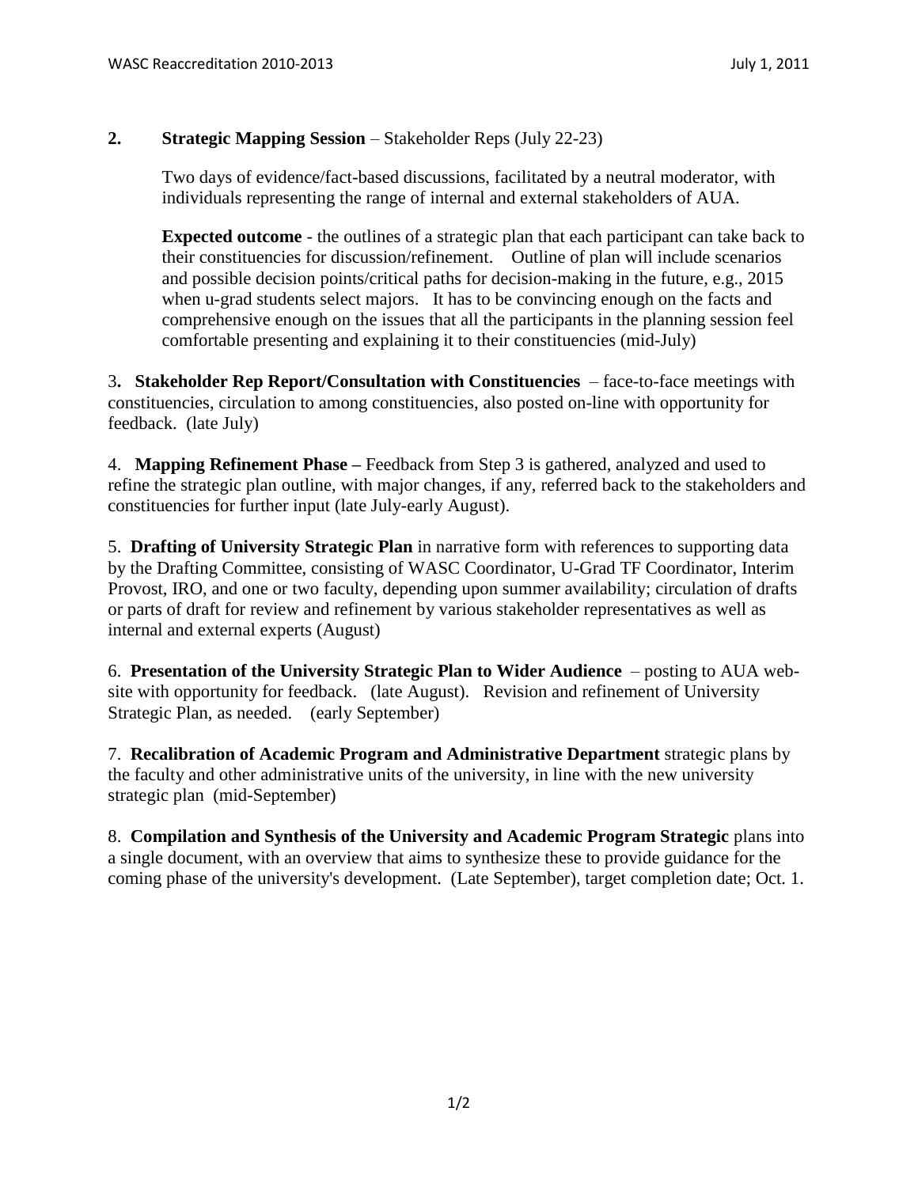**2. Strategic Mapping Session** – Stakeholder Reps (July 22-23)

Two days of evidence/fact-based discussions, facilitated by a neutral moderator, with individuals representing the range of internal and external stakeholders of AUA.

**Expected outcome** - the outlines of a strategic plan that each participant can take back to their constituencies for discussion/refinement. Outline of plan will include scenarios and possible decision points/critical paths for decision-making in the future, e.g., 2015 when u-grad students select majors. It has to be convincing enough on the facts and comprehensive enough on the issues that all the participants in the planning session feel comfortable presenting and explaining it to their constituencies (mid-July)

3**. Stakeholder Rep Report/Consultation with Constituencies** – face-to-face meetings with constituencies, circulation to among constituencies, also posted on-line with opportunity for feedback. (late July)

4. **Mapping Refinement Phase –** Feedback from Step 3 is gathered, analyzed and used to refine the strategic plan outline, with major changes, if any, referred back to the stakeholders and constituencies for further input (late July-early August).

5. **Drafting of University Strategic Plan** in narrative form with references to supporting data by the Drafting Committee, consisting of WASC Coordinator, U-Grad TF Coordinator, Interim Provost, IRO, and one or two faculty, depending upon summer availability; circulation of drafts or parts of draft for review and refinement by various stakeholder representatives as well as internal and external experts (August)

6. **Presentation of the University Strategic Plan to Wider Audience** – posting to AUA web-site with opportunity for feedback. (late August). Revision and refinement of University Strategic Plan, as needed. (early September)

7. **Recalibration of Academic Program and Administrative Department** strategic plans by the faculty and other administrative units of the university, in line with the new university strategic plan (mid-September)

8. **Compilation and Synthesis of the University and Academic Program Strategic** plans into a single document, with an overview that aims to synthesize these to provide guidance for the coming phase of the university's development. (Late September), target completion date; Oct. 1.